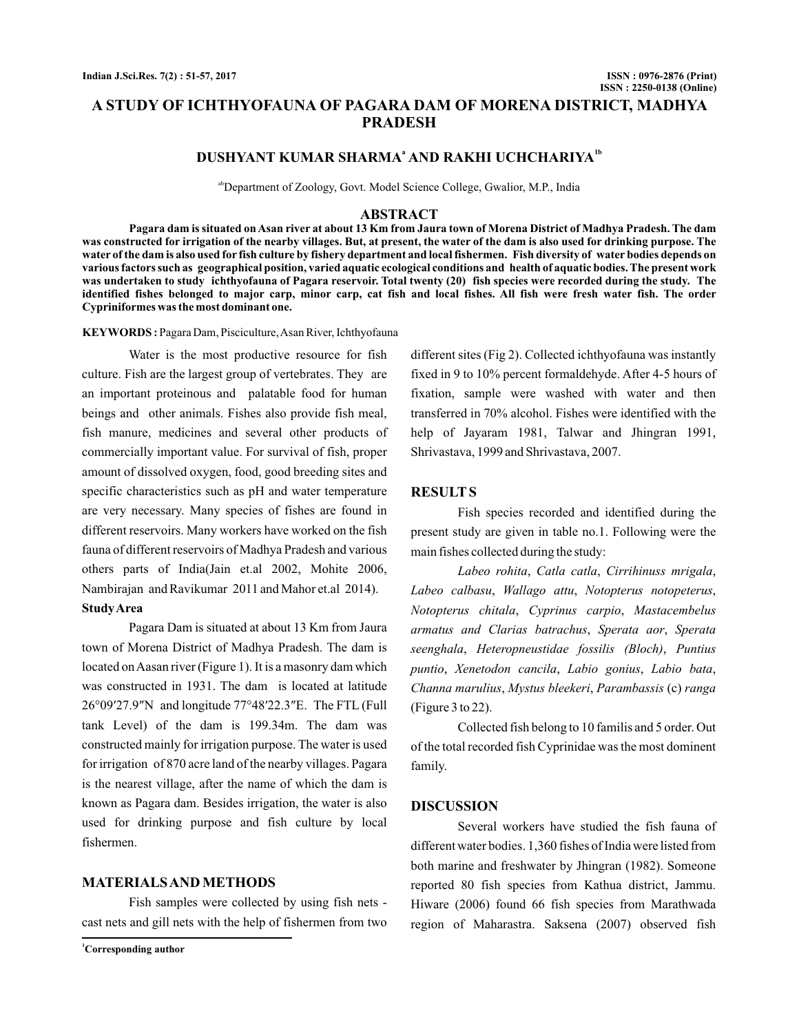# A STUDY OF ICHTHYOFAUNA OF PAGARA DAM OF MORENA DISTRICT, MADHYA PRADESH

**DUSHYANT KUMAR SHARMA[a] AND RAKHI UCHCHARIYA[1b]**

[ab]Department of Zoology, Govt. Model Science College, Gwalior, M.P., India

## ABSTRACT

**Pagara dam is situated on Asan river at about 13 Km from Jaura town of Morena District of Madhya Pradesh. The dam was constructed for irrigation of the nearby villages. But, at present, the water of the dam is also used for drinking purpose. The water of the dam is also used for fish culture by fishery department and local fishermen. Fish diversity of water bodies depends on various factors such as geographical position, varied aquatic ecological conditions and health of aquatic bodies. The present work was undertaken to study ichthyofauna of Pagara reservoir. Total twenty (20) fish species were recorded during the study. The identified fishes belonged to major carp, minor carp, cat fish and local fishes. All fish were fresh water fish. The order Cypriniformes was the most dominant one.**

**KEYWORDS :** Pagara Dam, Pisciculture, Asan River, Ichthyofauna

Water is the most productive resource for fish culture. Fish are the largest group of vertebrates. They are an important proteinous and palatable food for human beings and other animals. Fishes also provide fish meal, fish manure, medicines and several other products of commercially important value. For survival of fish, proper amount of dissolved oxygen, food, good breeding sites and specific characteristics such as pH and water temperature are very necessary. Many species of fishes are found in different reservoirs. Many workers have worked on the fish fauna of different reservoirs of Madhya Pradesh and various others parts of India(Jain et.al 2002, Mohite 2006, Nambirajan and Ravikumar 2011 and Mahor et.al 2014).

### Study Area

Pagara Dam is situated at about 13 Km from Jaura town of Morena District of Madhya Pradesh. The dam is located on Aasan river (Figure 1). It is a masonry dam which was constructed in 1931. The dam is located at latitude 26°09′27.9″N and longitude 77°48′22.3″E. The FTL (Full tank Level) of the dam is 199.34m. The dam was constructed mainly for irrigation purpose. The water is used for irrigation of 870 acre land of the nearby villages. Pagara is the nearest village, after the name of which the dam is known as Pagara dam. Besides irrigation, the water is also used for drinking purpose and fish culture by local fishermen.

## MATERIALS AND METHODS

Fish samples were collected by using fish nets - cast nets and gill nets with the help of fishermen from two different sites (Fig 2). Collected ichthyofauna was instantly fixed in 9 to 10% percent formaldehyde. After 4-5 hours of fixation, sample were washed with water and then transferred in 70% alcohol. Fishes were identified with the help of Jayaram 1981, Talwar and Jhingran 1991, Shrivastava, 1999 and Shrivastava, 2007.

## RESULT S

Fish species recorded and identified during the present study are given in table no.1. Following were the main fishes collected during the study:

*Labeo rohita*, *Catla catla*, *Cirrihinuss mrigala*, *Labeo calbasu*, *Wallago attu*, *Notopterus notopeterus*, *Notopterus chitala*, *Cyprinus carpio*, *Mastacembelus armatus and Clarias batrachus*, *Sperata aor*, *Sperata seenghala*, *Heteropneustidae fossilis (Bloch)*, *Puntius puntio*, *Xenetodon cancila*, *Labio gonius*, *Labio bata*, *Channa marulius*, *Mystus bleekeri*, *Parambassis* (c) *ranga* (Figure 3 to 22).

Collected fish belong to 10 familis and 5 order. Out of the total recorded fish Cyprinidae was the most dominent family.

## DISCUSSION

Several workers have studied the fish fauna of different water bodies. 1,360 fishes of India were listed from both marine and freshwater by Jhingran (1982). Someone reported 80 fish species from Kathua district, Jammu. Hiware (2006) found 66 fish species from Marathwada region of Maharastra. Saksena (2007) observed fish

[1]Corresponding author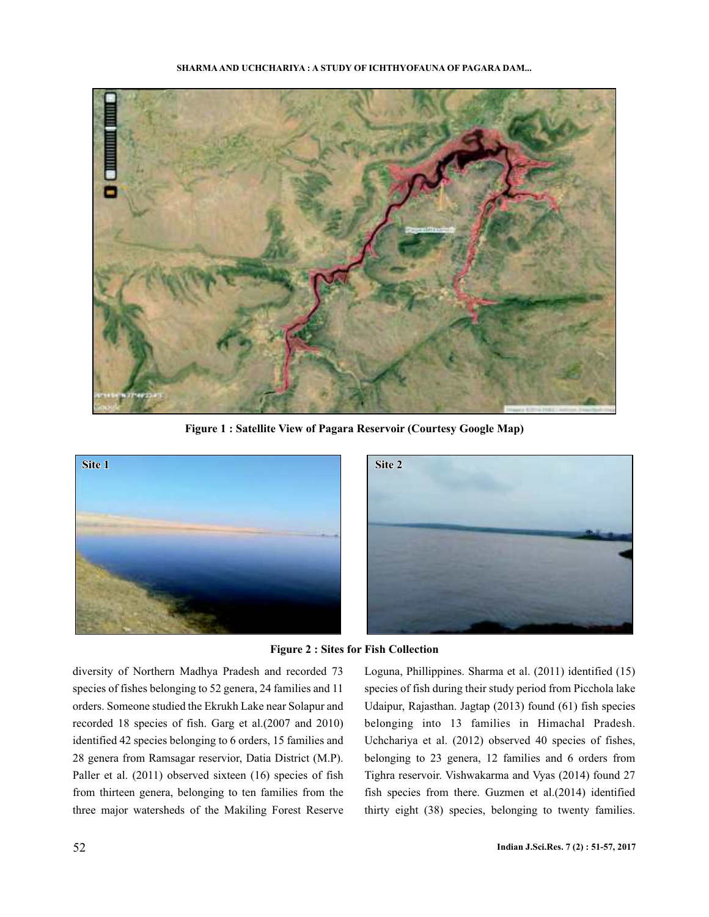Figure 1 : Satellite View of Pagara Reservoir (Courtesy Google Map)

Figure 2 : Sites for Fish Collection

diversity of Northern Madhya Pradesh and recorded 73 species of fishes belonging to 52 genera, 24 families and 11 orders. Someone studied the Ekrukh Lake near Solapur and recorded 18 species of fish. Garg et al.(2007 and 2010) identified 42 species belonging to 6 orders, 15 families and 28 genera from Ramsagar reservior, Datia District (M.P). Paller et al. (2011) observed sixteen (16) species of fish from thirteen genera, belonging to ten families from the three major watersheds of the Makiling Forest Reserve Loguna, Phillippines. Sharma et al. (2011) identified (15) species of fish during their study period from Picchola lake Udaipur, Rajasthan. Jagtap (2013) found (61) fish species belonging into 13 families in Himachal Pradesh. Uchchariya et al. (2012) observed 40 species of fishes, belonging to 23 genera, 12 families and 6 orders from Tighra reservoir. Vishwakarma and Vyas (2014) found 27 fish species from there. Guzmen et al.(2014) identified thirty eight (38) species, belonging to twenty families.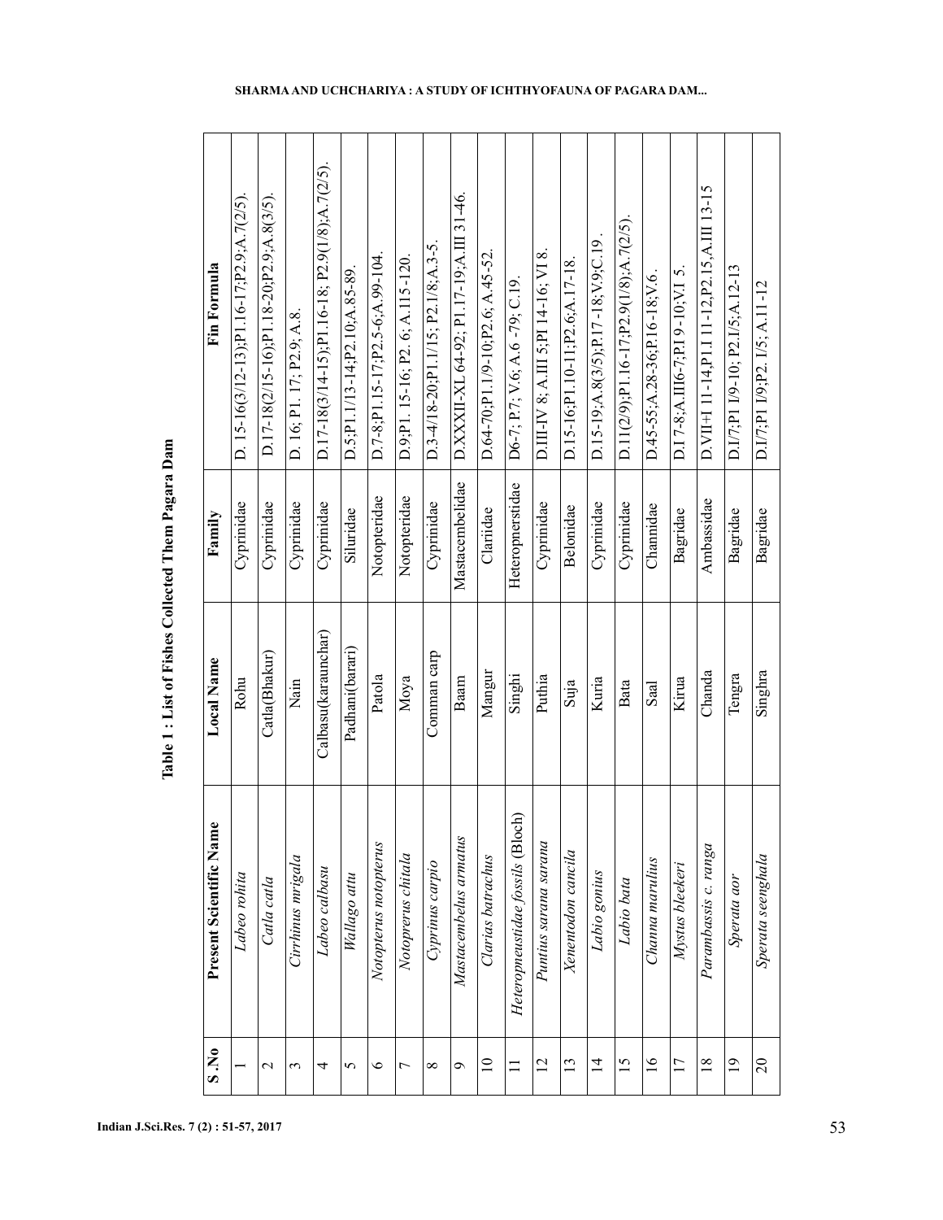**Table 1 : List of Fishes Collected Them Pagara Dam**

| S .No | Present Scientific Name | Local Name | Family | Fin Formula |
|---|---|---|---|---|
| 1 | *Labeo rohita* | Rohu | Cyprinidae | D. 15-16(3/12-13);P1.16-17;P2.9;A.7(2/5). |
| 2 | *Catla catla* | Catla(Bhakur) | Cyprinidae | D.17-18(2/15-16);P1.18-20;P2.9;A.8(3/5). |
| 3 | *Cirrhinus mrigala* | Nain | Cyprinidae | D. 16; P1. 17; P2.9; A.8. |
| 4 | *Labeo calbasu* | Calbasu(karaunchar) | Cyprinidae | D.17-18(3/14-15);P1.16-18; P2.9(1/8);A.7(2/5). |
| 5 | *Wallago attu* | Padhani(barari) | Siluridae | D.5;P1.1/13-14;P2.10;A.85-89. |
| 6 | *Notopterus notopterus* | Patola | Notopteridae | D.7-8;P1.15-17;P2.5-6;A.99-104. |
| 7 | *Notoprerus chitala* | Moya | Notopteridae | D.9;P1. 15-16; P2. 6; A.115-120. |
| 8 | *Cyprinus carpio* | Comman carp | Cyprinidae | D.3-4/18-20;P1.1/15; P2.1/8;A.3-5. |
| 9 | *Mastacembelus armatus* | Baam | Mastacembelidae | D.XXXII-XL 64-92; P1. 17-19;A.III 31-46. |
| 10 | *Clarias batrachus* | Mangur | Clariidae | D.64-70;P1.1/9-10;P2.6; A.45-52. |
| 11 | *Heteropneustidae fossils* (Bloch) | Singhi | Heteropnerstidae | D6-7; P.7; V.6; A.6 -79; C.19. |
| 12 | *Puntius sarana sarana* | Puthia | Cyprinidae | D.III-IV 8; A.III 5;PI 14-16; VI 8. |
| 13 | *Xenentodon cancila* | Suja | Belonidae | D.15-16;P1.10-11;P2.6;A.17-18. |
| 14 | *Labio gonius* | Kuria | Cyprinidae | D.15-19;A.8(3/5);P.17-18;V.9;C.19 . |
| 15 | *Labio bata* | Bata | Cyprinidae | D.11(2/9);P1.16-17;P2.9(1/8);A.7(2/5). |
| 16 | *Channa marulius* | Saal | Channidae | D.45-55;A.28-36;P16-18;V.6. |
| 17 | *Mystus bleekeri* | Kirua | Bagridae | D.I 7-8;A.III6-7;P.I 9-10;V.I 5. |
| 18 | *Parambassis c. ranga* | Chanda | Ambassidae | D.VII+I 11-14,P1.I 11-12,P2.15,A.III 13-15 |
| 19 | *Sperata aor* | Tengra | Bagridae | D.I/7;P1 I/9-10; P2.I/5;A.12-13 |
| 20 | *Sperata seenghala* | Singhra | Bagridae | D.I/7;P1 I/9;P2. I/5; A.11-12 |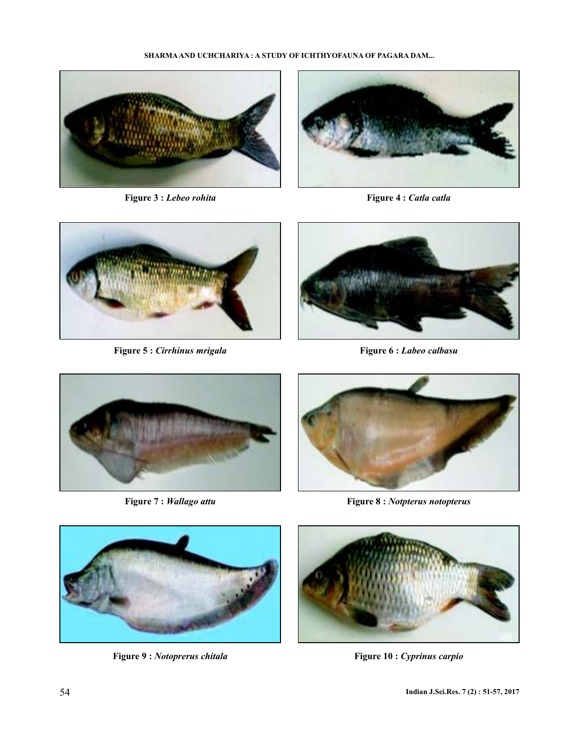**Figure 3 :** *Lebeo rohita*

**Figure 4 :** *Catla catla*

**Figure 5 :** *Cirrhinus mrigala*

**Figure 6 :** *Labeo calbasu*

**Figure 7 :** *Wallago attu*

**Figure 8 :** *Notpterus notopterus*

**Figure 9 :** *Notoprerus chitala*

**Figure 10 :** *Cyprinus carpio*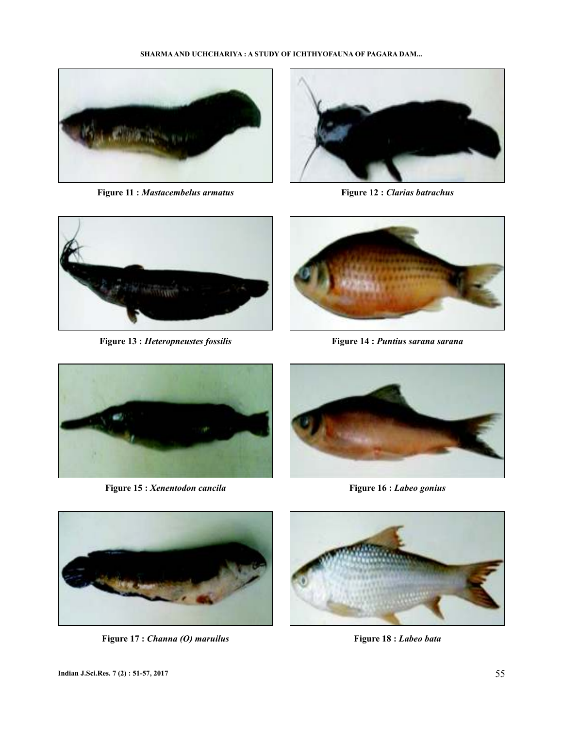**Figure 11 :** ***Mastacembelus armatus***

**Figure 12 :** ***Clarias batrachus***

**Figure 13 :** ***Heteropneustes fossilis***

**Figure 14 :** ***Puntius sarana sarana***

**Figure 15 :** ***Xenentodon cancila***

**Figure 16 :** ***Labeo gonius***

**Figure 17 :** ***Channa (O) maruilus***

**Figure 18 :** ***Labeo bata***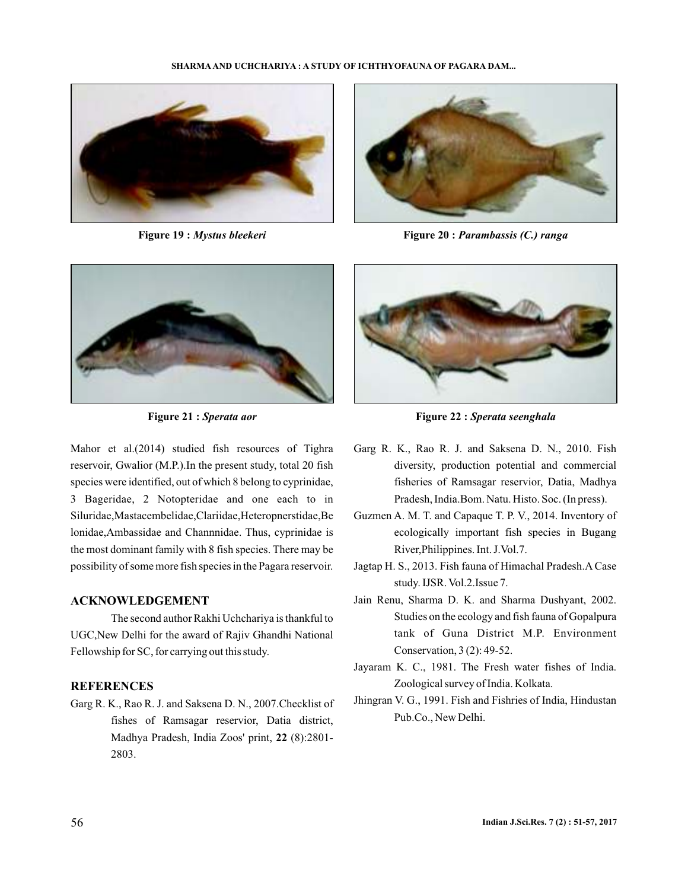**Figure 19 :** ***Mystus bleekeri***

**Figure 20 :** ***Parambassis (C.) ranga***

**Figure 21 :** ***Sperata aor***

**Figure 22 :** ***Sperata seenghala***

Mahor et al.(2014) studied fish resources of Tighra reservoir, Gwalior (M.P.).In the present study, total 20 fish species were identified, out of which 8 belong to cyprinidae, 3 Bageridae, 2 Notopteridae and one each to in Siluridae,Mastacembelidae,Clariidae,Heteropnerstidae,Belonidae,Ambassidae and Channnidae. Thus, cyprinidae is the most dominant family with 8 fish species. There may be possibility of some more fish species in the Pagara reservoir.

## ACKNOWLEDGEMENT

The second author Rakhi Uchchariya is thankful to UGC,New Delhi for the award of Rajiv Ghandhi National Fellowship for SC, for carrying out this study.

## REFERENCES

Garg R. K., Rao R. J. and Saksena D. N., 2007.Checklist of fishes of Ramsagar reservior, Datia district, Madhya Pradesh, India Zoos' print, **22** (8):2801-2803.

Garg R. K., Rao R. J. and Saksena D. N., 2010. Fish diversity, production potential and commercial fisheries of Ramsagar reservior, Datia, Madhya Pradesh, India.Bom. Natu. Histo. Soc. (In press).

Guzmen A. M. T. and Capaque T. P. V., 2014. Inventory of ecologically important fish species in Bugang River,Philippines. Int. J.Vol.7.

Jagtap H. S., 2013. Fish fauna of Himachal Pradesh.A Case study. IJSR. Vol.2.Issue 7.

Jain Renu, Sharma D. K. and Sharma Dushyant, 2002. Studies on the ecology and fish fauna of Gopalpura tank of Guna District M.P. Environment Conservation, 3 (2): 49-52.

Jayaram K. C., 1981. The Fresh water fishes of India. Zoological survey of India. Kolkata.

Jhingran V. G., 1991. Fish and Fishries of India, Hindustan Pub.Co., New Delhi.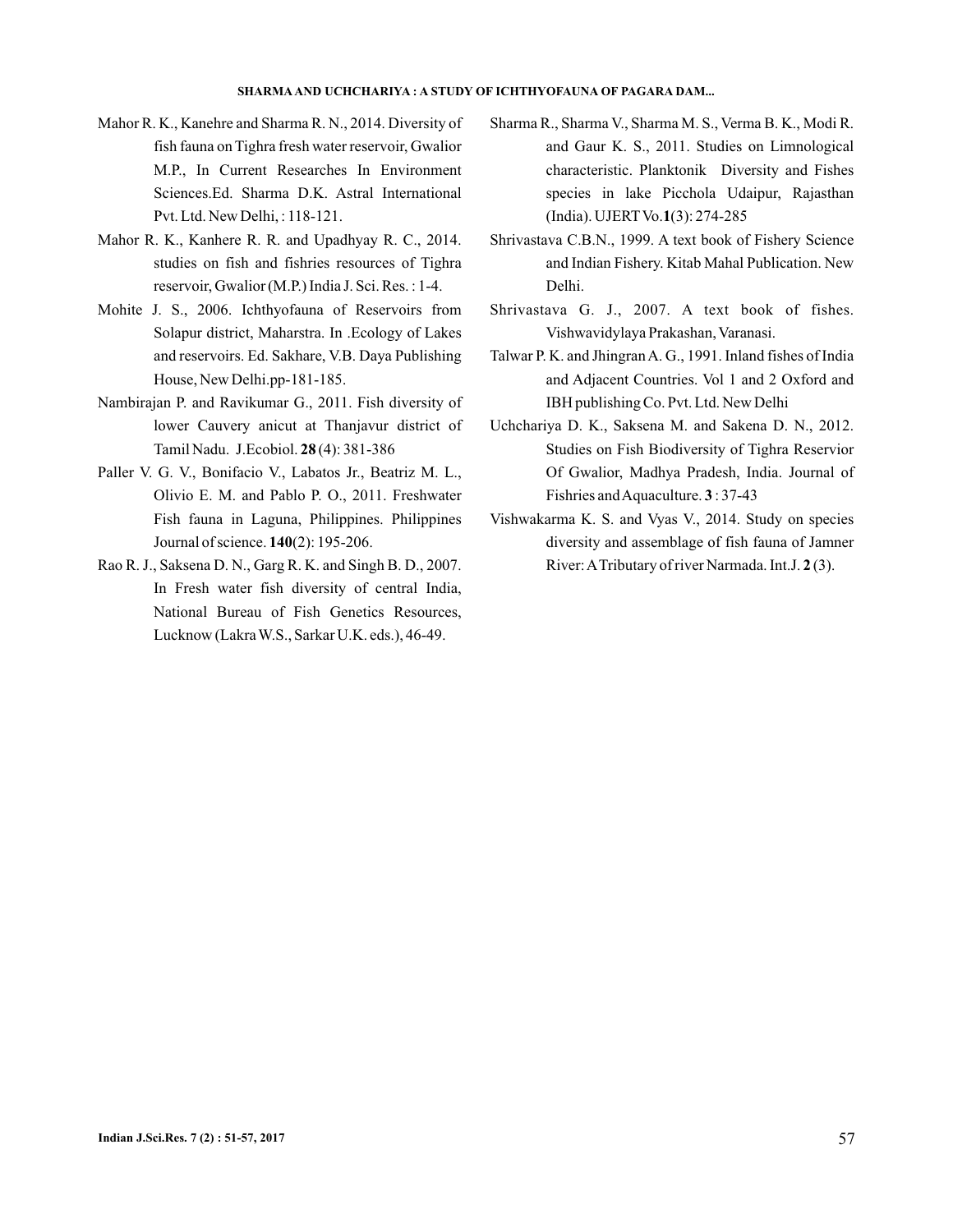Mahor R. K., Kanehre and Sharma R. N., 2014. Diversity of fish fauna on Tighra fresh water reservoir, Gwalior M.P., In Current Researches In Environment Sciences.Ed. Sharma D.K. Astral International Pvt. Ltd. New Delhi, : 118-121.

Mahor R. K., Kanhere R. R. and Upadhyay R. C., 2014. studies on fish and fishries resources of Tighra reservoir, Gwalior (M.P.) India J. Sci. Res. : 1-4.

Mohite J. S., 2006. Ichthyofauna of Reservoirs from Solapur district, Maharstra. In .Ecology of Lakes and reservoirs. Ed. Sakhare, V.B. Daya Publishing House, New Delhi.pp-181-185.

Nambirajan P. and Ravikumar G., 2011. Fish diversity of lower Cauvery anicut at Thanjavur district of Tamil Nadu. J.Ecobiol. **28** (4): 381-386

Paller V. G. V., Bonifacio V., Labatos Jr., Beatriz M. L., Olivio E. M. and Pablo P. O., 2011. Freshwater Fish fauna in Laguna, Philippines. Philippines Journal of science. **140**(2): 195-206.

Rao R. J., Saksena D. N., Garg R. K. and Singh B. D., 2007. In Fresh water fish diversity of central India, National Bureau of Fish Genetics Resources, Lucknow (Lakra W.S., Sarkar U.K. eds.), 46-49.

Sharma R., Sharma V., Sharma M. S., Verma B. K., Modi R. and Gaur K. S., 2011. Studies on Limnological characteristic. Planktonik Diversity and Fishes species in lake Picchola Udaipur, Rajasthan (India). UJERT Vo.**1**(3): 274-285

Shrivastava C.B.N., 1999. A text book of Fishery Science and Indian Fishery. Kitab Mahal Publication. New Delhi.

Shrivastava G. J., 2007. A text book of fishes. Vishwavidylaya Prakashan, Varanasi.

Talwar P. K. and Jhingran A. G., 1991. Inland fishes of India and Adjacent Countries. Vol 1 and 2 Oxford and IBH publishing Co. Pvt. Ltd. New Delhi

Uchchariya D. K., Saksena M. and Sakena D. N., 2012. Studies on Fish Biodiversity of Tighra Reservior Of Gwalior, Madhya Pradesh, India. Journal of Fishries and Aquaculture. **3** : 37-43

Vishwakarma K. S. and Vyas V., 2014. Study on species diversity and assemblage of fish fauna of Jamner River: A Tributary of river Narmada. Int.J. **2** (3).